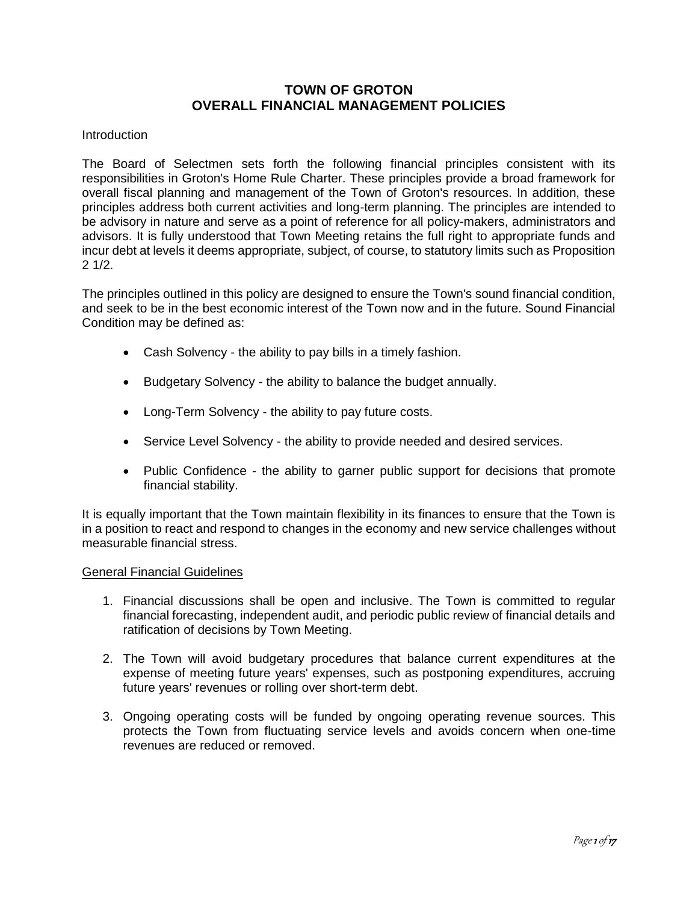# TOWN OF GROTON
# OVERALL FINANCIAL MANAGEMENT POLICIES

Introduction

The Board of Selectmen sets forth the following financial principles consistent with its responsibilities in Groton's Home Rule Charter. These principles provide a broad framework for overall fiscal planning and management of the Town of Groton's resources. In addition, these principles address both current activities and long-term planning. The principles are intended to be advisory in nature and serve as a point of reference for all policy-makers, administrators and advisors. It is fully understood that Town Meeting retains the full right to appropriate funds and incur debt at levels it deems appropriate, subject, of course, to statutory limits such as Proposition 2 1/2.

The principles outlined in this policy are designed to ensure the Town's sound financial condition, and seek to be in the best economic interest of the Town now and in the future. Sound Financial Condition may be defined as:

- Cash Solvency - the ability to pay bills in a timely fashion.
- Budgetary Solvency - the ability to balance the budget annually.
- Long-Term Solvency - the ability to pay future costs.
- Service Level Solvency - the ability to provide needed and desired services.
- Public Confidence - the ability to garner public support for decisions that promote financial stability.

It is equally important that the Town maintain flexibility in its finances to ensure that the Town is in a position to react and respond to changes in the economy and new service challenges without measurable financial stress.

General Financial Guidelines

1. Financial discussions shall be open and inclusive. The Town is committed to regular financial forecasting, independent audit, and periodic public review of financial details and ratification of decisions by Town Meeting.
2. The Town will avoid budgetary procedures that balance current expenditures at the expense of meeting future years' expenses, such as postponing expenditures, accruing future years' revenues or rolling over short-term debt.
3. Ongoing operating costs will be funded by ongoing operating revenue sources. This protects the Town from fluctuating service levels and avoids concern when one-time revenues are reduced or removed.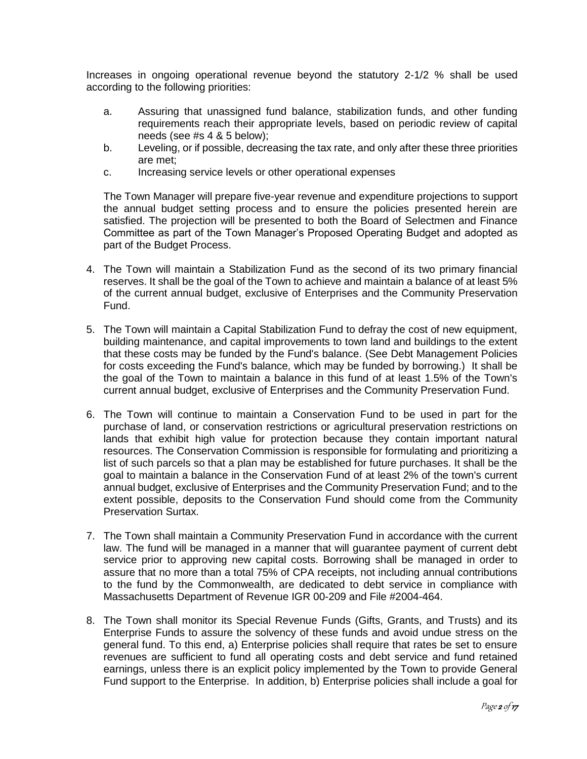Increases in ongoing operational revenue beyond the statutory 2-1/2 % shall be used according to the following priorities:

a. Assuring that unassigned fund balance, stabilization funds, and other funding requirements reach their appropriate levels, based on periodic review of capital needs (see #s 4 & 5 below);
b. Leveling, or if possible, decreasing the tax rate, and only after these three priorities are met;
c. Increasing service levels or other operational expenses

The Town Manager will prepare five-year revenue and expenditure projections to support the annual budget setting process and to ensure the policies presented herein are satisfied. The projection will be presented to both the Board of Selectmen and Finance Committee as part of the Town Manager's Proposed Operating Budget and adopted as part of the Budget Process.

4. The Town will maintain a Stabilization Fund as the second of its two primary financial reserves. It shall be the goal of the Town to achieve and maintain a balance of at least 5% of the current annual budget, exclusive of Enterprises and the Community Preservation Fund.

5. The Town will maintain a Capital Stabilization Fund to defray the cost of new equipment, building maintenance, and capital improvements to town land and buildings to the extent that these costs may be funded by the Fund's balance. (See Debt Management Policies for costs exceeding the Fund's balance, which may be funded by borrowing.) It shall be the goal of the Town to maintain a balance in this fund of at least 1.5% of the Town's current annual budget, exclusive of Enterprises and the Community Preservation Fund.

6. The Town will continue to maintain a Conservation Fund to be used in part for the purchase of land, or conservation restrictions or agricultural preservation restrictions on lands that exhibit high value for protection because they contain important natural resources. The Conservation Commission is responsible for formulating and prioritizing a list of such parcels so that a plan may be established for future purchases. It shall be the goal to maintain a balance in the Conservation Fund of at least 2% of the town's current annual budget, exclusive of Enterprises and the Community Preservation Fund; and to the extent possible, deposits to the Conservation Fund should come from the Community Preservation Surtax.

7. The Town shall maintain a Community Preservation Fund in accordance with the current law. The fund will be managed in a manner that will guarantee payment of current debt service prior to approving new capital costs. Borrowing shall be managed in order to assure that no more than a total 75% of CPA receipts, not including annual contributions to the fund by the Commonwealth, are dedicated to debt service in compliance with Massachusetts Department of Revenue IGR 00-209 and File #2004-464.

8. The Town shall monitor its Special Revenue Funds (Gifts, Grants, and Trusts) and its Enterprise Funds to assure the solvency of these funds and avoid undue stress on the general fund. To this end, a) Enterprise policies shall require that rates be set to ensure revenues are sufficient to fund all operating costs and debt service and fund retained earnings, unless there is an explicit policy implemented by the Town to provide General Fund support to the Enterprise. In addition, b) Enterprise policies shall include a goal for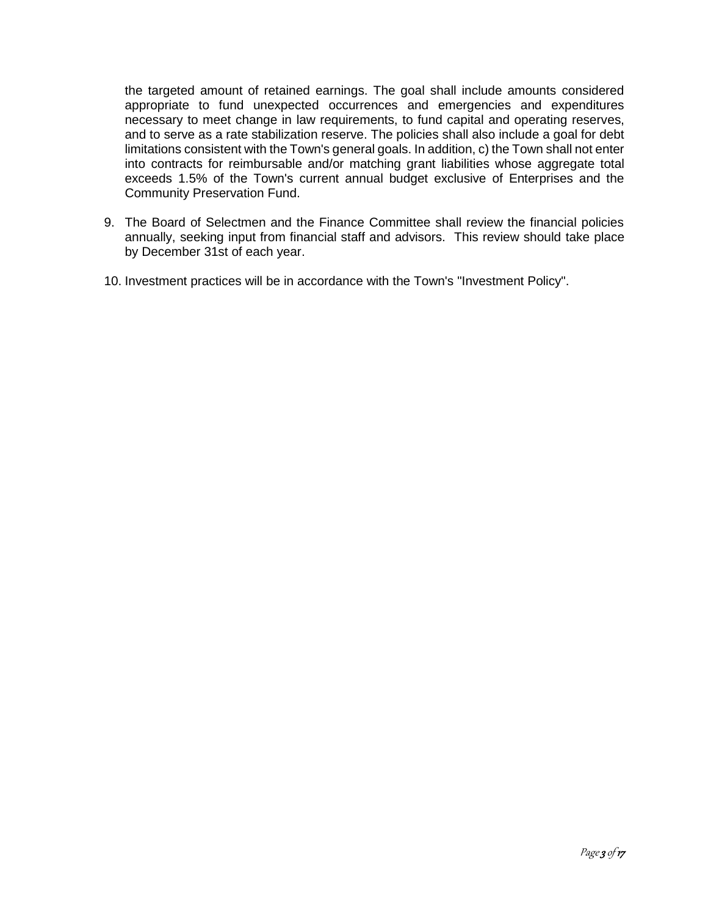the targeted amount of retained earnings. The goal shall include amounts considered appropriate to fund unexpected occurrences and emergencies and expenditures necessary to meet change in law requirements, to fund capital and operating reserves, and to serve as a rate stabilization reserve. The policies shall also include a goal for debt limitations consistent with the Town's general goals. In addition, c) the Town shall not enter into contracts for reimbursable and/or matching grant liabilities whose aggregate total exceeds 1.5% of the Town's current annual budget exclusive of Enterprises and the Community Preservation Fund.

9. The Board of Selectmen and the Finance Committee shall review the financial policies annually, seeking input from financial staff and advisors. This review should take place by December 31st of each year.

10. Investment practices will be in accordance with the Town's "Investment Policy".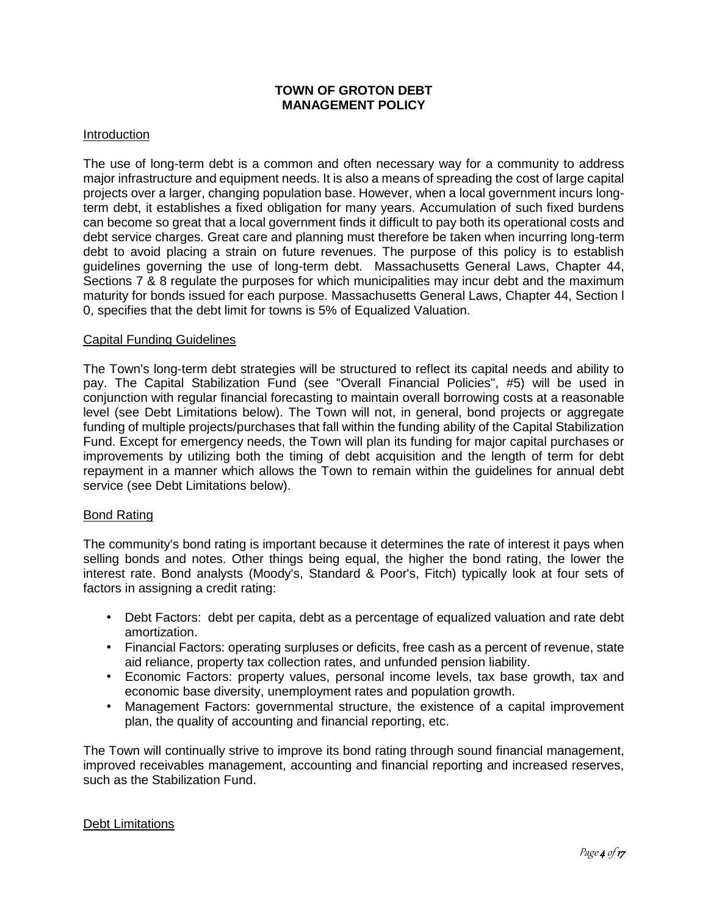# TOWN OF GROTON DEBT MANAGEMENT POLICY

## Introduction

The use of long-term debt is a common and often necessary way for a community to address major infrastructure and equipment needs. It is also a means of spreading the cost of large capital projects over a larger, changing population base. However, when a local government incurs long-term debt, it establishes a fixed obligation for many years. Accumulation of such fixed burdens can become so great that a local government finds it difficult to pay both its operational costs and debt service charges. Great care and planning must therefore be taken when incurring long-term debt to avoid placing a strain on future revenues. The purpose of this policy is to establish guidelines governing the use of long-term debt. Massachusetts General Laws, Chapter 44, Sections 7 & 8 regulate the purposes for which municipalities may incur debt and the maximum maturity for bonds issued for each purpose. Massachusetts General Laws, Chapter 44, Section l 0, specifies that the debt limit for towns is 5% of Equalized Valuation.

## Capital Funding Guidelines

The Town's long-term debt strategies will be structured to reflect its capital needs and ability to pay. The Capital Stabilization Fund (see "Overall Financial Policies", #5) will be used in conjunction with regular financial forecasting to maintain overall borrowing costs at a reasonable level (see Debt Limitations below). The Town will not, in general, bond projects or aggregate funding of multiple projects/purchases that fall within the funding ability of the Capital Stabilization Fund. Except for emergency needs, the Town will plan its funding for major capital purchases or improvements by utilizing both the timing of debt acquisition and the length of term for debt repayment in a manner which allows the Town to remain within the guidelines for annual debt service (see Debt Limitations below).

## Bond Rating

The community's bond rating is important because it determines the rate of interest it pays when selling bonds and notes. Other things being equal, the higher the bond rating, the lower the interest rate. Bond analysts (Moody's, Standard & Poor's, Fitch) typically look at four sets of factors in assigning a credit rating:

- Debt Factors: debt per capita, debt as a percentage of equalized valuation and rate debt amortization.
- Financial Factors: operating surpluses or deficits, free cash as a percent of revenue, state aid reliance, property tax collection rates, and unfunded pension liability.
- Economic Factors: property values, personal income levels, tax base growth, tax and economic base diversity, unemployment rates and population growth.
- Management Factors: governmental structure, the existence of a capital improvement plan, the quality of accounting and financial reporting, etc.

The Town will continually strive to improve its bond rating through sound financial management, improved receivables management, accounting and financial reporting and increased reserves, such as the Stabilization Fund.

## Debt Limitations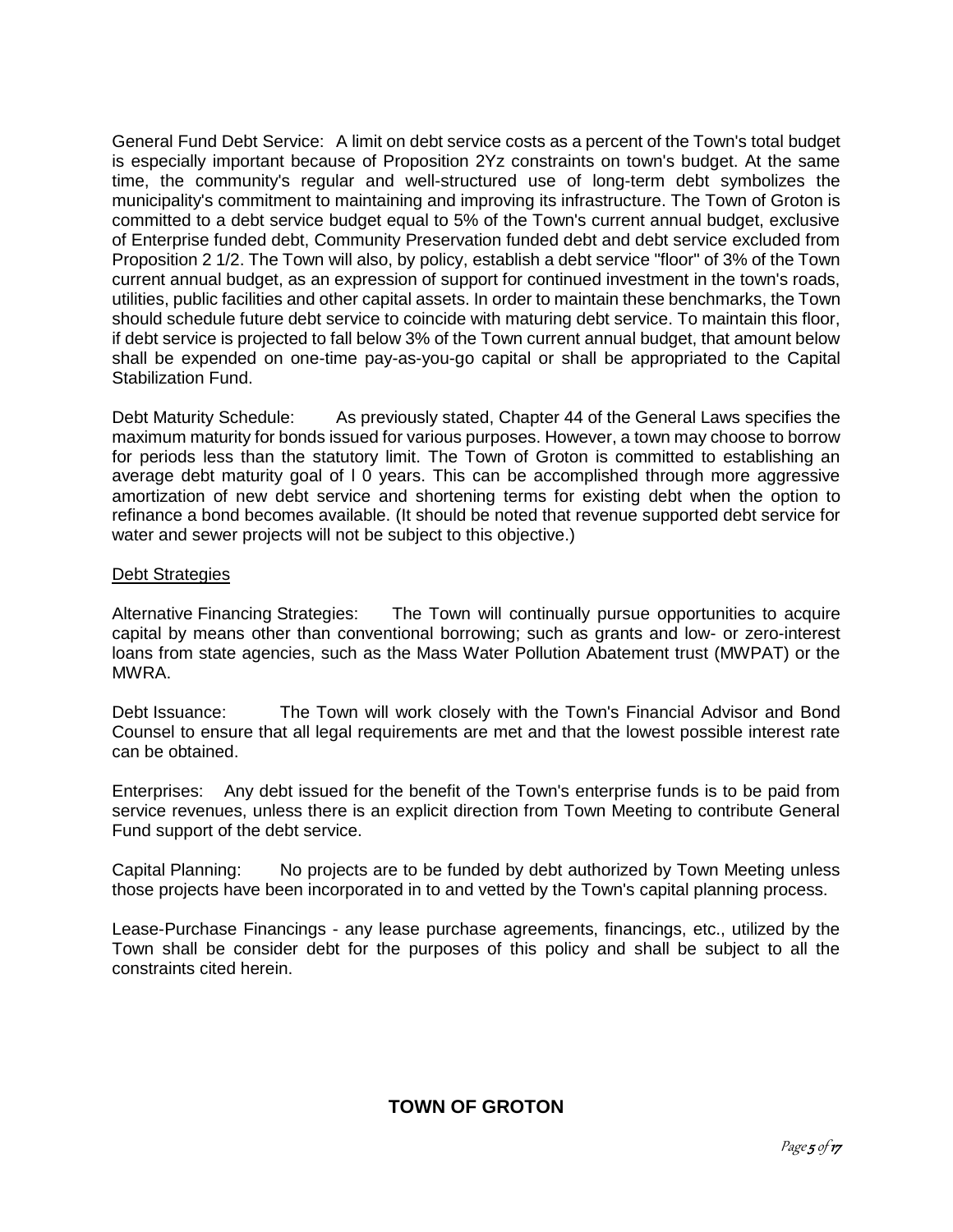General Fund Debt Service: A limit on debt service costs as a percent of the Town's total budget is especially important because of Proposition 2Yz constraints on town's budget. At the same time, the community's regular and well-structured use of long-term debt symbolizes the municipality's commitment to maintaining and improving its infrastructure. The Town of Groton is committed to a debt service budget equal to 5% of the Town's current annual budget, exclusive of Enterprise funded debt, Community Preservation funded debt and debt service excluded from Proposition 2 1/2. The Town will also, by policy, establish a debt service "floor" of 3% of the Town current annual budget, as an expression of support for continued investment in the town's roads, utilities, public facilities and other capital assets. In order to maintain these benchmarks, the Town should schedule future debt service to coincide with maturing debt service. To maintain this floor, if debt service is projected to fall below 3% of the Town current annual budget, that amount below shall be expended on one-time pay-as-you-go capital or shall be appropriated to the Capital Stabilization Fund.

Debt Maturity Schedule: As previously stated, Chapter 44 of the General Laws specifies the maximum maturity for bonds issued for various purposes. However, a town may choose to borrow for periods less than the statutory limit. The Town of Groton is committed to establishing an average debt maturity goal of l 0 years. This can be accomplished through more aggressive amortization of new debt service and shortening terms for existing debt when the option to refinance a bond becomes available. (It should be noted that revenue supported debt service for water and sewer projects will not be subject to this objective.)

Debt Strategies

Alternative Financing Strategies: The Town will continually pursue opportunities to acquire capital by means other than conventional borrowing; such as grants and low- or zero-interest loans from state agencies, such as the Mass Water Pollution Abatement trust (MWPAT) or the MWRA.

Debt Issuance: The Town will work closely with the Town's Financial Advisor and Bond Counsel to ensure that all legal requirements are met and that the lowest possible interest rate can be obtained.

Enterprises: Any debt issued for the benefit of the Town's enterprise funds is to be paid from service revenues, unless there is an explicit direction from Town Meeting to contribute General Fund support of the debt service.

Capital Planning: No projects are to be funded by debt authorized by Town Meeting unless those projects have been incorporated in to and vetted by the Town's capital planning process.

Lease-Purchase Financings - any lease purchase agreements, financings, etc., utilized by the Town shall be consider debt for the purposes of this policy and shall be subject to all the constraints cited herein.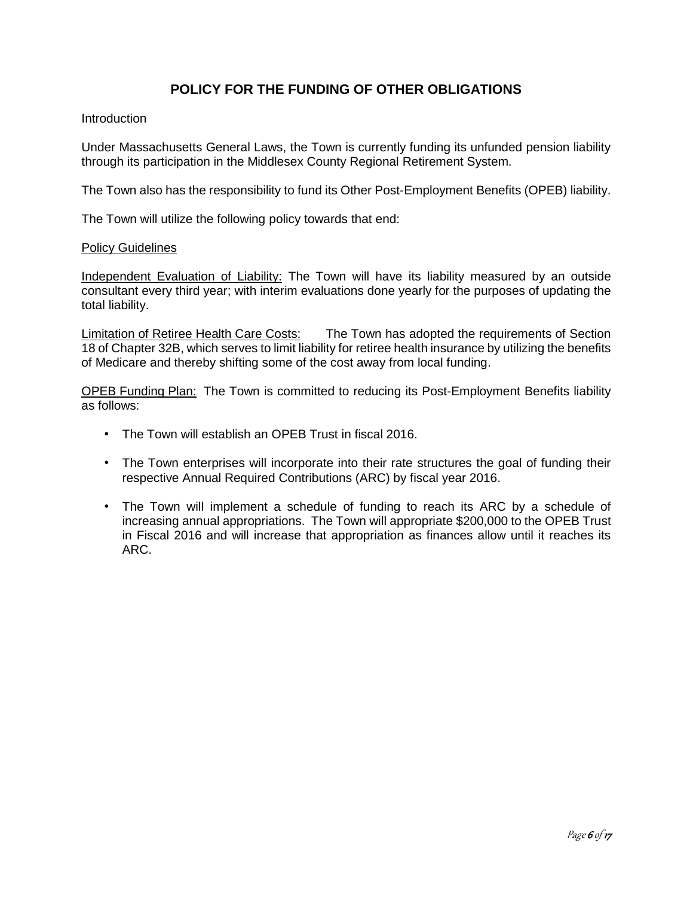# POLICY FOR THE FUNDING OF OTHER OBLIGATIONS

Introduction

Under Massachusetts General Laws, the Town is currently funding its unfunded pension liability through its participation in the Middlesex County Regional Retirement System.

The Town also has the responsibility to fund its Other Post-Employment Benefits (OPEB) liability.

The Town will utilize the following policy towards that end:

<u>Policy Guidelines</u>

<u>Independent Evaluation of Liability:</u> The Town will have its liability measured by an outside consultant every third year; with interim evaluations done yearly for the purposes of updating the total liability.

<u>Limitation of Retiree Health Care Costs:</u> The Town has adopted the requirements of Section 18 of Chapter 32B, which serves to limit liability for retiree health insurance by utilizing the benefits of Medicare and thereby shifting some of the cost away from local funding.

<u>OPEB Funding Plan:</u> The Town is committed to reducing its Post-Employment Benefits liability as follows:

- The Town will establish an OPEB Trust in fiscal 2016.
- The Town enterprises will incorporate into their rate structures the goal of funding their respective Annual Required Contributions (ARC) by fiscal year 2016.
- The Town will implement a schedule of funding to reach its ARC by a schedule of increasing annual appropriations. The Town will appropriate $200,000 to the OPEB Trust in Fiscal 2016 and will increase that appropriation as finances allow until it reaches its ARC.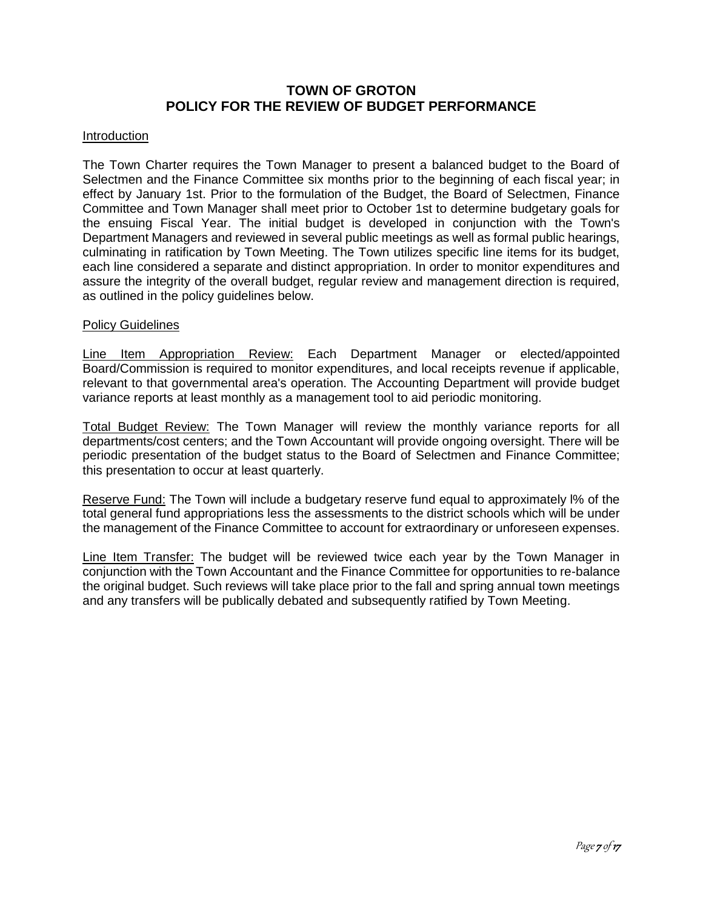# TOWN OF GROTON
## POLICY FOR THE REVIEW OF BUDGET PERFORMANCE

### Introduction

The Town Charter requires the Town Manager to present a balanced budget to the Board of Selectmen and the Finance Committee six months prior to the beginning of each fiscal year; in effect by January 1st. Prior to the formulation of the Budget, the Board of Selectmen, Finance Committee and Town Manager shall meet prior to October 1st to determine budgetary goals for the ensuing Fiscal Year. The initial budget is developed in conjunction with the Town's Department Managers and reviewed in several public meetings as well as formal public hearings, culminating in ratification by Town Meeting. The Town utilizes specific line items for its budget, each line considered a separate and distinct appropriation. In order to monitor expenditures and assure the integrity of the overall budget, regular review and management direction is required, as outlined in the policy guidelines below.

### Policy Guidelines

Line Item Appropriation Review: Each Department Manager or elected/appointed Board/Commission is required to monitor expenditures, and local receipts revenue if applicable, relevant to that governmental area's operation. The Accounting Department will provide budget variance reports at least monthly as a management tool to aid periodic monitoring.

Total Budget Review: The Town Manager will review the monthly variance reports for all departments/cost centers; and the Town Accountant will provide ongoing oversight. There will be periodic presentation of the budget status to the Board of Selectmen and Finance Committee; this presentation to occur at least quarterly.

Reserve Fund: The Town will include a budgetary reserve fund equal to approximately l% of the total general fund appropriations less the assessments to the district schools which will be under the management of the Finance Committee to account for extraordinary or unforeseen expenses.

Line Item Transfer: The budget will be reviewed twice each year by the Town Manager in conjunction with the Town Accountant and the Finance Committee for opportunities to re-balance the original budget. Such reviews will take place prior to the fall and spring annual town meetings and any transfers will be publically debated and subsequently ratified by Town Meeting.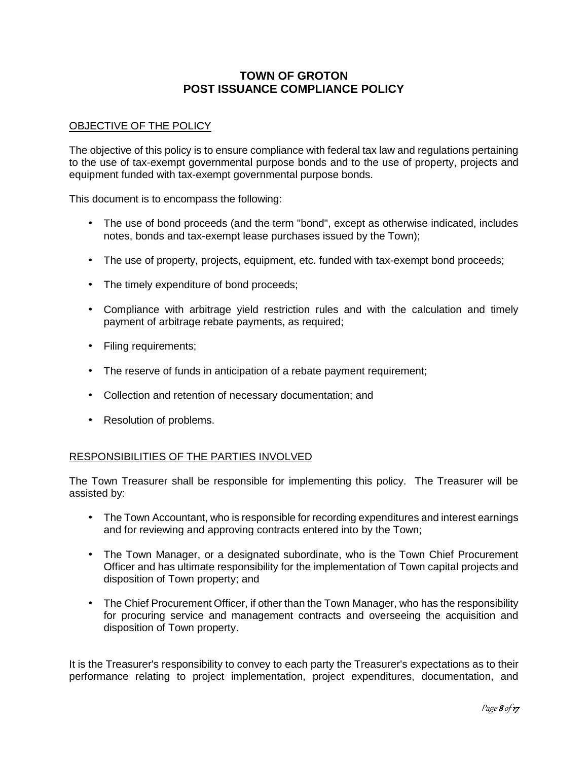# TOWN OF GROTON
# POST ISSUANCE COMPLIANCE POLICY

## OBJECTIVE OF THE POLICY

The objective of this policy is to ensure compliance with federal tax law and regulations pertaining to the use of tax-exempt governmental purpose bonds and to the use of property, projects and equipment funded with tax-exempt governmental purpose bonds.

This document is to encompass the following:

- The use of bond proceeds (and the term "bond", except as otherwise indicated, includes notes, bonds and tax-exempt lease purchases issued by the Town);
- The use of property, projects, equipment, etc. funded with tax-exempt bond proceeds;
- The timely expenditure of bond proceeds;
- Compliance with arbitrage yield restriction rules and with the calculation and timely payment of arbitrage rebate payments, as required;
- Filing requirements;
- The reserve of funds in anticipation of a rebate payment requirement;
- Collection and retention of necessary documentation; and
- Resolution of problems.

## RESPONSIBILITIES OF THE PARTIES INVOLVED

The Town Treasurer shall be responsible for implementing this policy. The Treasurer will be assisted by:

- The Town Accountant, who is responsible for recording expenditures and interest earnings and for reviewing and approving contracts entered into by the Town;
- The Town Manager, or a designated subordinate, who is the Town Chief Procurement Officer and has ultimate responsibility for the implementation of Town capital projects and disposition of Town property; and
- The Chief Procurement Officer, if other than the Town Manager, who has the responsibility for procuring service and management contracts and overseeing the acquisition and disposition of Town property.

It is the Treasurer's responsibility to convey to each party the Treasurer's expectations as to their performance relating to project implementation, project expenditures, documentation, and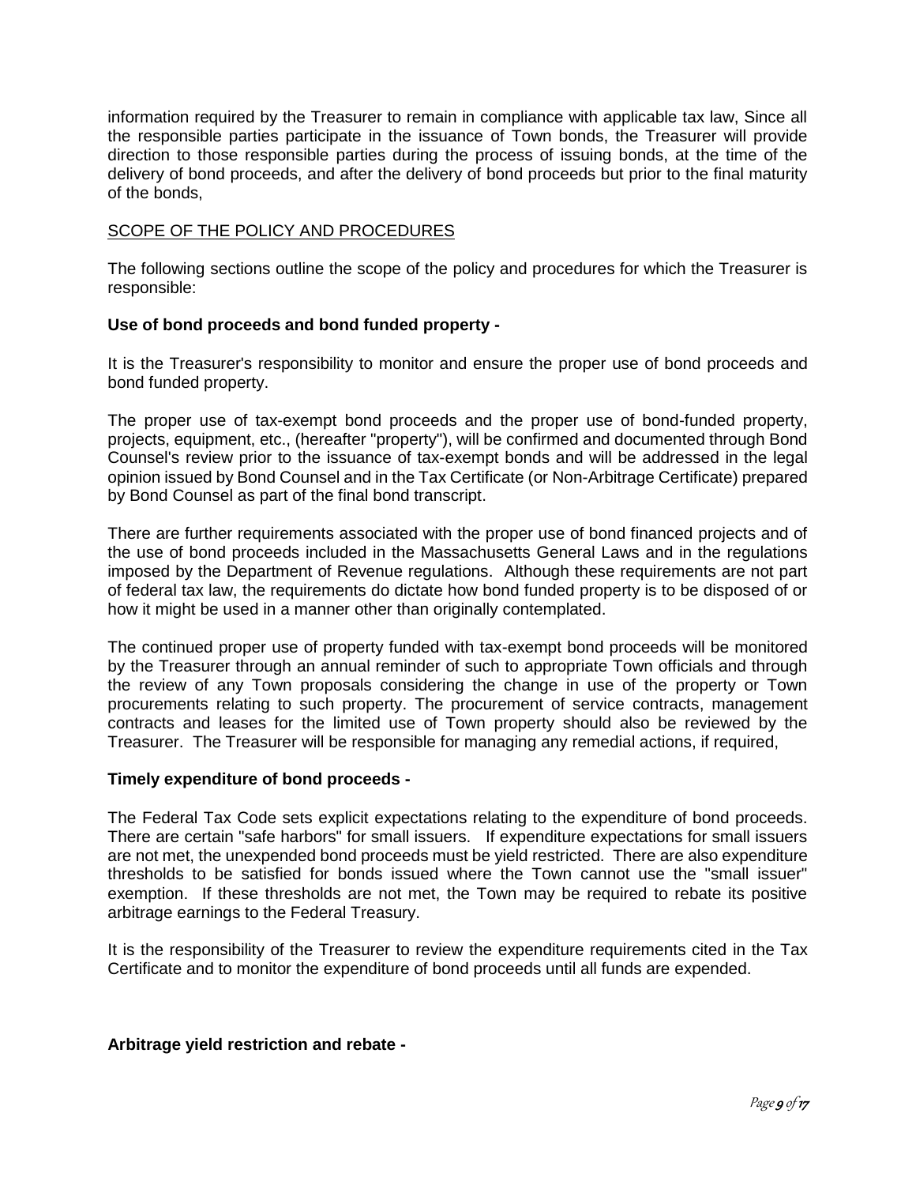information required by the Treasurer to remain in compliance with applicable tax law, Since all the responsible parties participate in the issuance of Town bonds, the Treasurer will provide direction to those responsible parties during the process of issuing bonds, at the time of the delivery of bond proceeds, and after the delivery of bond proceeds but prior to the final maturity of the bonds,

## SCOPE OF THE POLICY AND PROCEDURES

The following sections outline the scope of the policy and procedures for which the Treasurer is responsible:

### Use of bond proceeds and bond funded property -

It is the Treasurer's responsibility to monitor and ensure the proper use of bond proceeds and bond funded property.

The proper use of tax-exempt bond proceeds and the proper use of bond-funded property, projects, equipment, etc., (hereafter "property"), will be confirmed and documented through Bond Counsel's review prior to the issuance of tax-exempt bonds and will be addressed in the legal opinion issued by Bond Counsel and in the Tax Certificate (or Non-Arbitrage Certificate) prepared by Bond Counsel as part of the final bond transcript.

There are further requirements associated with the proper use of bond financed projects and of the use of bond proceeds included in the Massachusetts General Laws and in the regulations imposed by the Department of Revenue regulations. Although these requirements are not part of federal tax law, the requirements do dictate how bond funded property is to be disposed of or how it might be used in a manner other than originally contemplated.

The continued proper use of property funded with tax-exempt bond proceeds will be monitored by the Treasurer through an annual reminder of such to appropriate Town officials and through the review of any Town proposals considering the change in use of the property or Town procurements relating to such property. The procurement of service contracts, management contracts and leases for the limited use of Town property should also be reviewed by the Treasurer. The Treasurer will be responsible for managing any remedial actions, if required,

### Timely expenditure of bond proceeds -

The Federal Tax Code sets explicit expectations relating to the expenditure of bond proceeds. There are certain "safe harbors" for small issuers. If expenditure expectations for small issuers are not met, the unexpended bond proceeds must be yield restricted. There are also expenditure thresholds to be satisfied for bonds issued where the Town cannot use the "small issuer" exemption. If these thresholds are not met, the Town may be required to rebate its positive arbitrage earnings to the Federal Treasury.

It is the responsibility of the Treasurer to review the expenditure requirements cited in the Tax Certificate and to monitor the expenditure of bond proceeds until all funds are expended.

### Arbitrage yield restriction and rebate -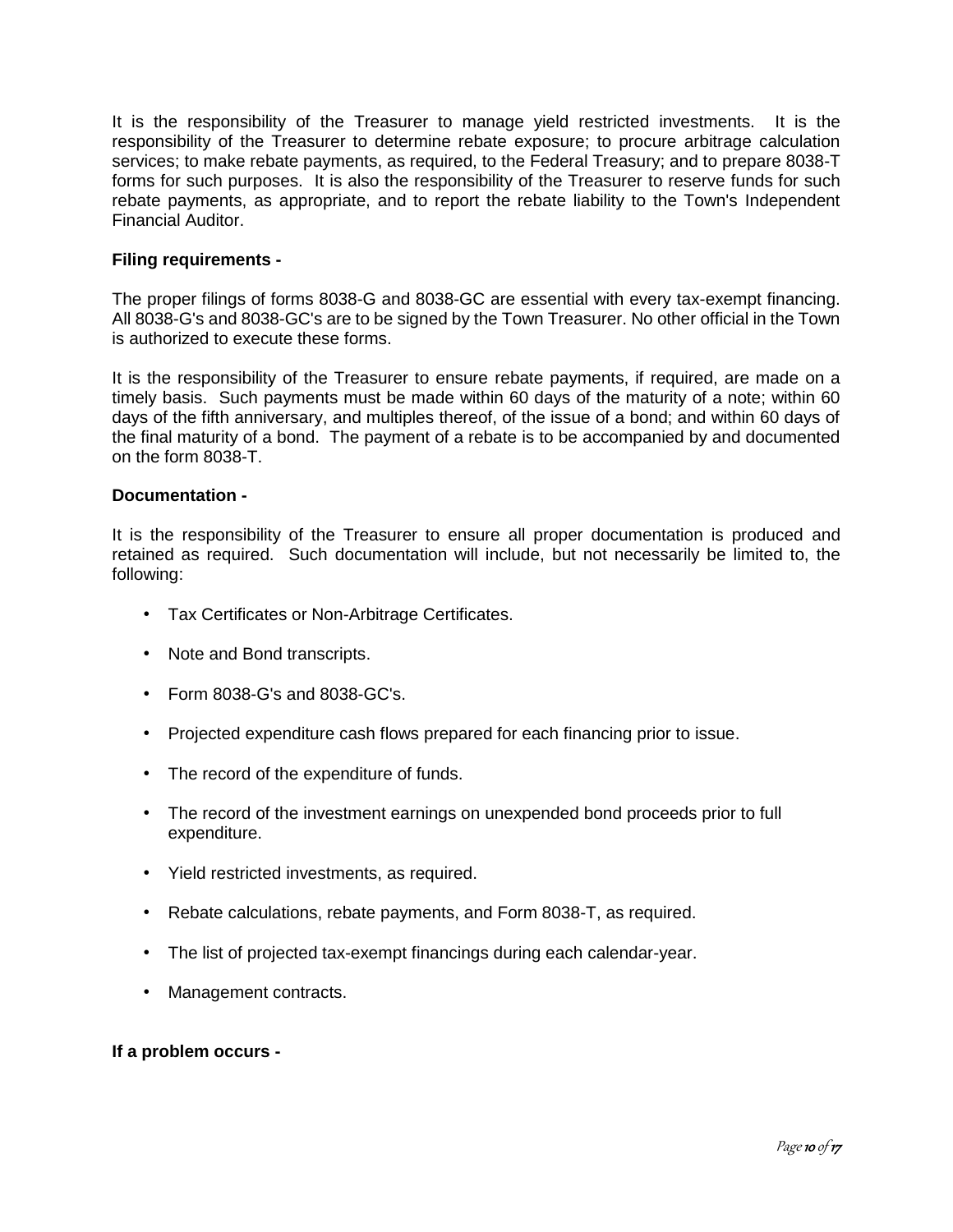It is the responsibility of the Treasurer to manage yield restricted investments. It is the responsibility of the Treasurer to determine rebate exposure; to procure arbitrage calculation services; to make rebate payments, as required, to the Federal Treasury; and to prepare 8038-T forms for such purposes. It is also the responsibility of the Treasurer to reserve funds for such rebate payments, as appropriate, and to report the rebate liability to the Town's Independent Financial Auditor.

**Filing requirements -**

The proper filings of forms 8038-G and 8038-GC are essential with every tax-exempt financing. All 8038-G's and 8038-GC's are to be signed by the Town Treasurer. No other official in the Town is authorized to execute these forms.

It is the responsibility of the Treasurer to ensure rebate payments, if required, are made on a timely basis. Such payments must be made within 60 days of the maturity of a note; within 60 days of the fifth anniversary, and multiples thereof, of the issue of a bond; and within 60 days of the final maturity of a bond. The payment of a rebate is to be accompanied by and documented on the form 8038-T.

**Documentation -**

It is the responsibility of the Treasurer to ensure all proper documentation is produced and retained as required. Such documentation will include, but not necessarily be limited to, the following:

- Tax Certificates or Non-Arbitrage Certificates.
- Note and Bond transcripts.
- Form 8038-G's and 8038-GC's.
- Projected expenditure cash flows prepared for each financing prior to issue.
- The record of the expenditure of funds.
- The record of the investment earnings on unexpended bond proceeds prior to full expenditure.
- Yield restricted investments, as required.
- Rebate calculations, rebate payments, and Form 8038-T, as required.
- The list of projected tax-exempt financings during each calendar-year.
- Management contracts.

**If a problem occurs -**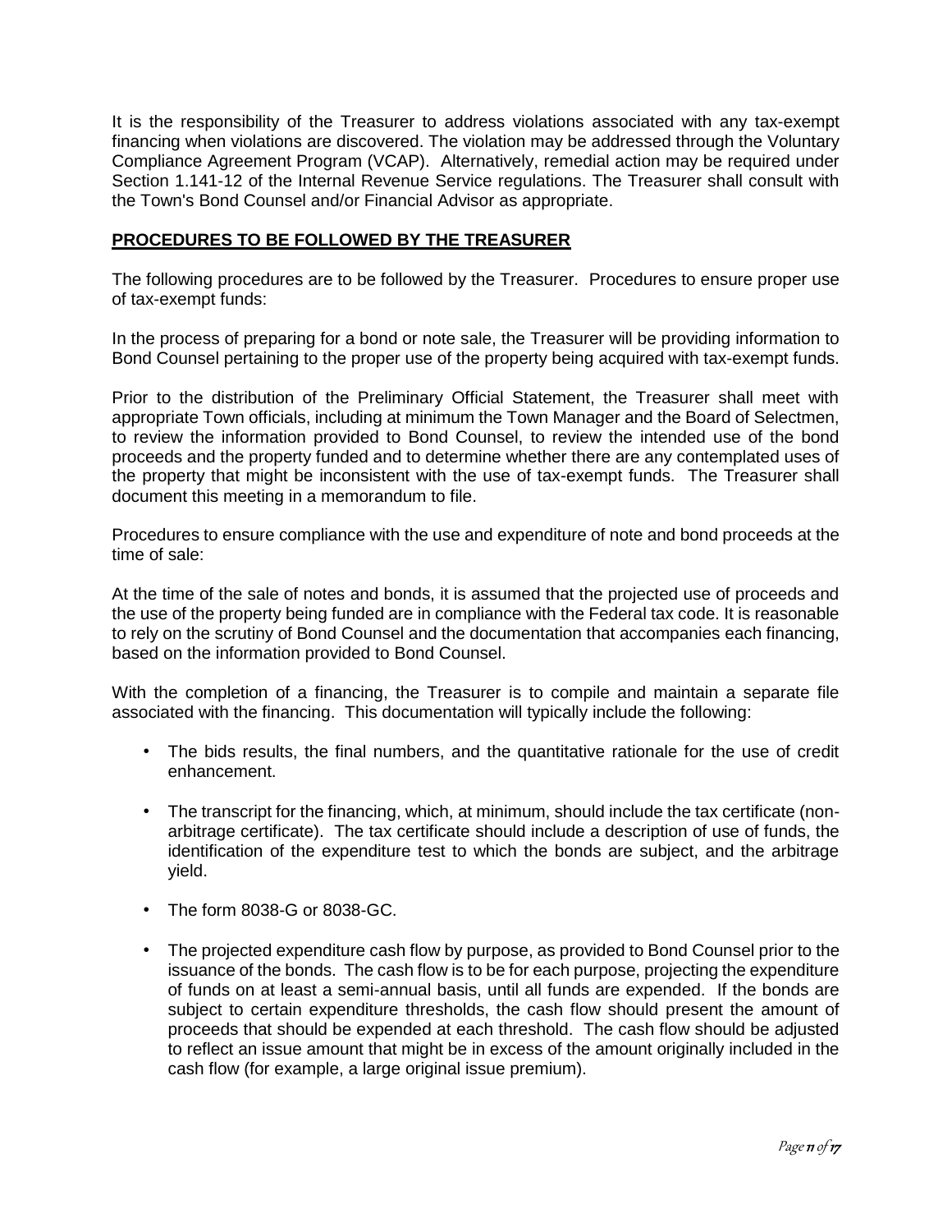It is the responsibility of the Treasurer to address violations associated with any tax-exempt financing when violations are discovered. The violation may be addressed through the Voluntary Compliance Agreement Program (VCAP). Alternatively, remedial action may be required under Section 1.141-12 of the Internal Revenue Service regulations. The Treasurer shall consult with the Town's Bond Counsel and/or Financial Advisor as appropriate.

**PROCEDURES TO BE FOLLOWED BY THE TREASURER**

The following procedures are to be followed by the Treasurer. Procedures to ensure proper use of tax-exempt funds:

In the process of preparing for a bond or note sale, the Treasurer will be providing information to Bond Counsel pertaining to the proper use of the property being acquired with tax-exempt funds.

Prior to the distribution of the Preliminary Official Statement, the Treasurer shall meet with appropriate Town officials, including at minimum the Town Manager and the Board of Selectmen, to review the information provided to Bond Counsel, to review the intended use of the bond proceeds and the property funded and to determine whether there are any contemplated uses of the property that might be inconsistent with the use of tax-exempt funds. The Treasurer shall document this meeting in a memorandum to file.

Procedures to ensure compliance with the use and expenditure of note and bond proceeds at the time of sale:

At the time of the sale of notes and bonds, it is assumed that the projected use of proceeds and the use of the property being funded are in compliance with the Federal tax code. It is reasonable to rely on the scrutiny of Bond Counsel and the documentation that accompanies each financing, based on the information provided to Bond Counsel.

With the completion of a financing, the Treasurer is to compile and maintain a separate file associated with the financing. This documentation will typically include the following:

- The bids results, the final numbers, and the quantitative rationale for the use of credit enhancement.
- The transcript for the financing, which, at minimum, should include the tax certificate (non-arbitrage certificate). The tax certificate should include a description of use of funds, the identification of the expenditure test to which the bonds are subject, and the arbitrage yield.
- The form 8038-G or 8038-GC.
- The projected expenditure cash flow by purpose, as provided to Bond Counsel prior to the issuance of the bonds. The cash flow is to be for each purpose, projecting the expenditure of funds on at least a semi-annual basis, until all funds are expended. If the bonds are subject to certain expenditure thresholds, the cash flow should present the amount of proceeds that should be expended at each threshold. The cash flow should be adjusted to reflect an issue amount that might be in excess of the amount originally included in the cash flow (for example, a large original issue premium).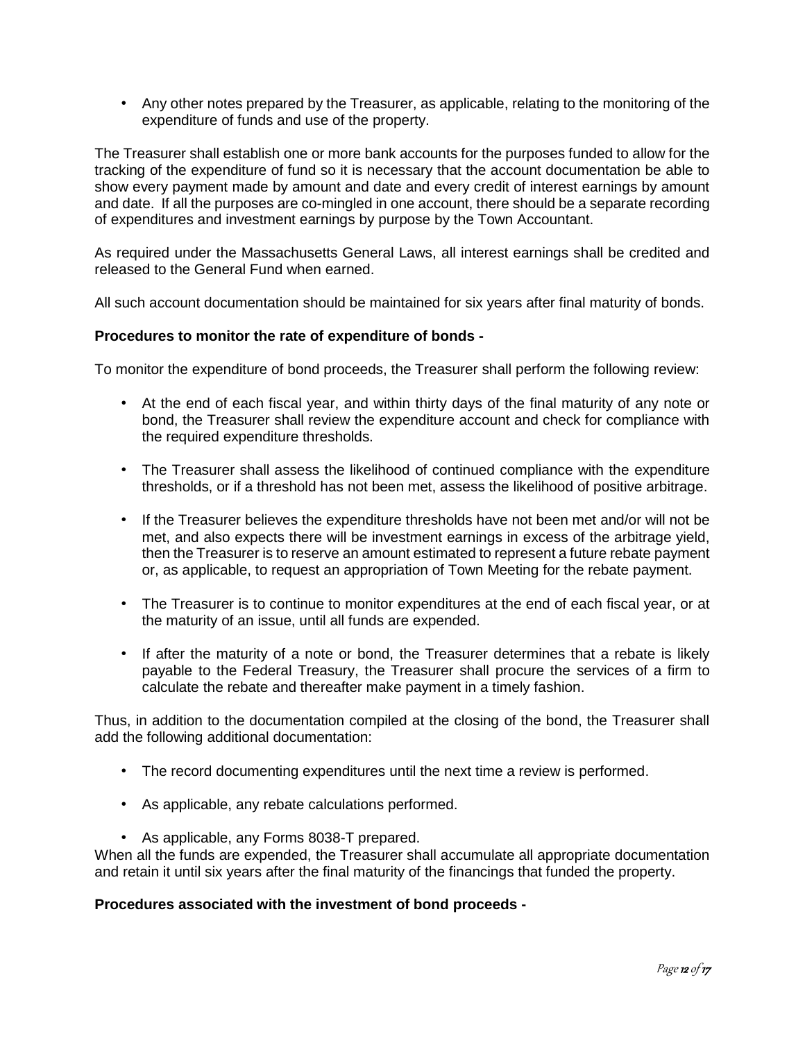- Any other notes prepared by the Treasurer, as applicable, relating to the monitoring of the expenditure of funds and use of the property.

The Treasurer shall establish one or more bank accounts for the purposes funded to allow for the tracking of the expenditure of fund so it is necessary that the account documentation be able to show every payment made by amount and date and every credit of interest earnings by amount and date. If all the purposes are co-mingled in one account, there should be a separate recording of expenditures and investment earnings by purpose by the Town Accountant.

As required under the Massachusetts General Laws, all interest earnings shall be credited and released to the General Fund when earned.

All such account documentation should be maintained for six years after final maturity of bonds.

**Procedures to monitor the rate of expenditure of bonds -**

To monitor the expenditure of bond proceeds, the Treasurer shall perform the following review:

- At the end of each fiscal year, and within thirty days of the final maturity of any note or bond, the Treasurer shall review the expenditure account and check for compliance with the required expenditure thresholds.
- The Treasurer shall assess the likelihood of continued compliance with the expenditure thresholds, or if a threshold has not been met, assess the likelihood of positive arbitrage.
- If the Treasurer believes the expenditure thresholds have not been met and/or will not be met, and also expects there will be investment earnings in excess of the arbitrage yield, then the Treasurer is to reserve an amount estimated to represent a future rebate payment or, as applicable, to request an appropriation of Town Meeting for the rebate payment.
- The Treasurer is to continue to monitor expenditures at the end of each fiscal year, or at the maturity of an issue, until all funds are expended.
- If after the maturity of a note or bond, the Treasurer determines that a rebate is likely payable to the Federal Treasury, the Treasurer shall procure the services of a firm to calculate the rebate and thereafter make payment in a timely fashion.

Thus, in addition to the documentation compiled at the closing of the bond, the Treasurer shall add the following additional documentation:

- The record documenting expenditures until the next time a review is performed.
- As applicable, any rebate calculations performed.
- As applicable, any Forms 8038-T prepared.

When all the funds are expended, the Treasurer shall accumulate all appropriate documentation and retain it until six years after the final maturity of the financings that funded the property.

**Procedures associated with the investment of bond proceeds -**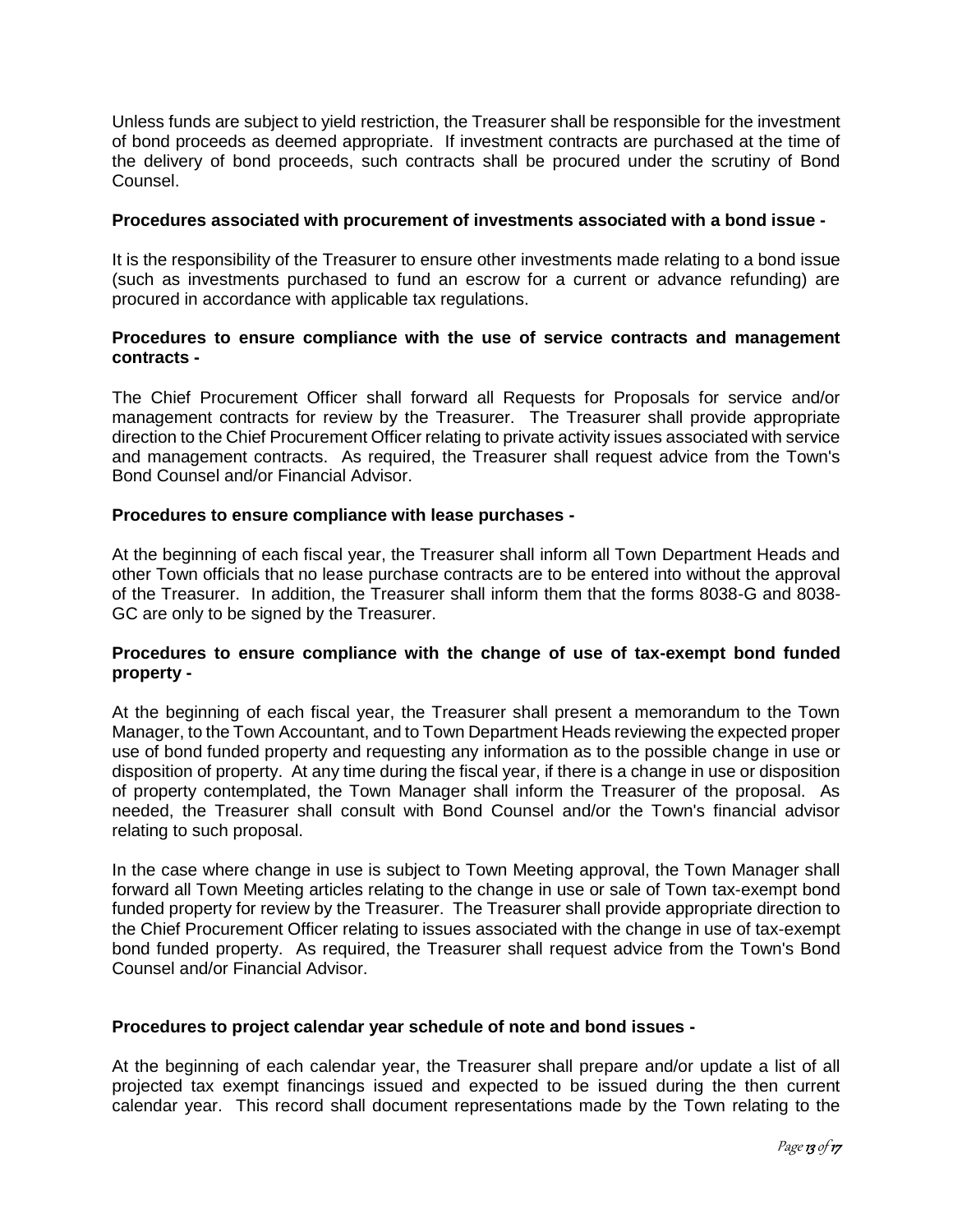Unless funds are subject to yield restriction, the Treasurer shall be responsible for the investment of bond proceeds as deemed appropriate. If investment contracts are purchased at the time of the delivery of bond proceeds, such contracts shall be procured under the scrutiny of Bond Counsel.

**Procedures associated with procurement of investments associated with a bond issue -**

It is the responsibility of the Treasurer to ensure other investments made relating to a bond issue (such as investments purchased to fund an escrow for a current or advance refunding) are procured in accordance with applicable tax regulations.

**Procedures to ensure compliance with the use of service contracts and management contracts -**

The Chief Procurement Officer shall forward all Requests for Proposals for service and/or management contracts for review by the Treasurer. The Treasurer shall provide appropriate direction to the Chief Procurement Officer relating to private activity issues associated with service and management contracts. As required, the Treasurer shall request advice from the Town's Bond Counsel and/or Financial Advisor.

**Procedures to ensure compliance with lease purchases -**

At the beginning of each fiscal year, the Treasurer shall inform all Town Department Heads and other Town officials that no lease purchase contracts are to be entered into without the approval of the Treasurer. In addition, the Treasurer shall inform them that the forms 8038-G and 8038-GC are only to be signed by the Treasurer.

**Procedures to ensure compliance with the change of use of tax-exempt bond funded property -**

At the beginning of each fiscal year, the Treasurer shall present a memorandum to the Town Manager, to the Town Accountant, and to Town Department Heads reviewing the expected proper use of bond funded property and requesting any information as to the possible change in use or disposition of property. At any time during the fiscal year, if there is a change in use or disposition of property contemplated, the Town Manager shall inform the Treasurer of the proposal. As needed, the Treasurer shall consult with Bond Counsel and/or the Town's financial advisor relating to such proposal.

In the case where change in use is subject to Town Meeting approval, the Town Manager shall forward all Town Meeting articles relating to the change in use or sale of Town tax-exempt bond funded property for review by the Treasurer. The Treasurer shall provide appropriate direction to the Chief Procurement Officer relating to issues associated with the change in use of tax-exempt bond funded property. As required, the Treasurer shall request advice from the Town's Bond Counsel and/or Financial Advisor.

**Procedures to project calendar year schedule of note and bond issues -**

At the beginning of each calendar year, the Treasurer shall prepare and/or update a list of all projected tax exempt financings issued and expected to be issued during the then current calendar year. This record shall document representations made by the Town relating to the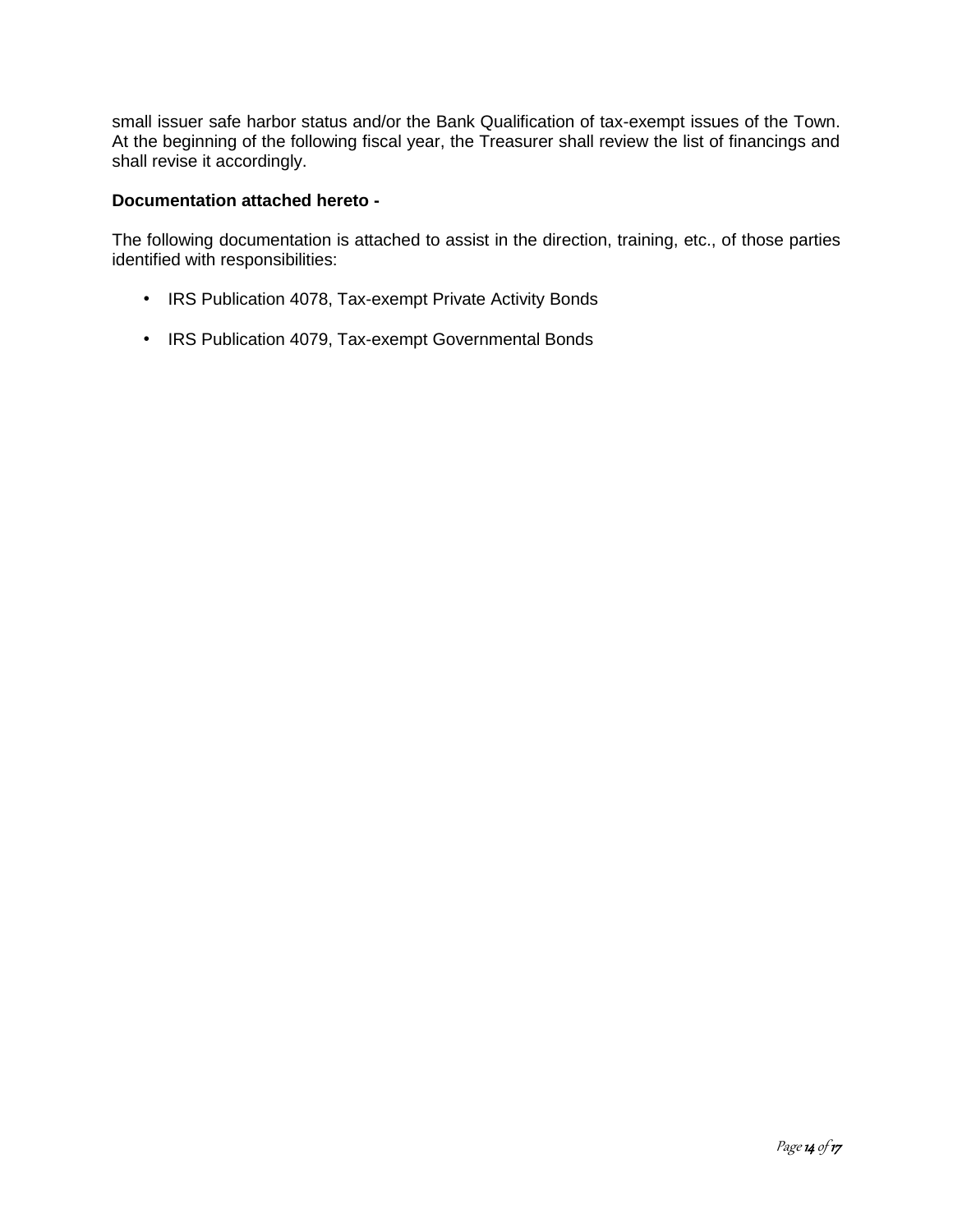small issuer safe harbor status and/or the Bank Qualification of tax-exempt issues of the Town. At the beginning of the following fiscal year, the Treasurer shall review the list of financings and shall revise it accordingly.

**Documentation attached hereto -**

The following documentation is attached to assist in the direction, training, etc., of those parties identified with responsibilities:

- IRS Publication 4078, Tax-exempt Private Activity Bonds
- IRS Publication 4079, Tax-exempt Governmental Bonds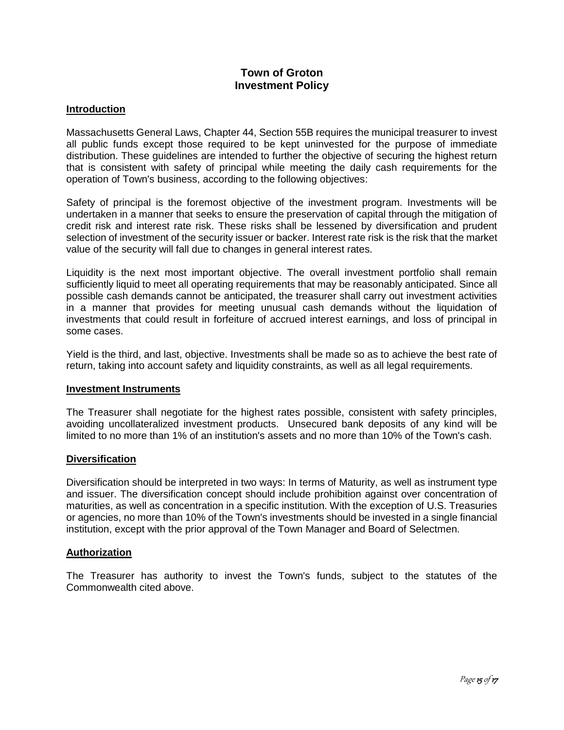# Town of Groton
# Investment Policy

## Introduction

Massachusetts General Laws, Chapter 44, Section 55B requires the municipal treasurer to invest all public funds except those required to be kept uninvested for the purpose of immediate distribution. These guidelines are intended to further the objective of securing the highest return that is consistent with safety of principal while meeting the daily cash requirements for the operation of Town's business, according to the following objectives:

Safety of principal is the foremost objective of the investment program. Investments will be undertaken in a manner that seeks to ensure the preservation of capital through the mitigation of credit risk and interest rate risk. These risks shall be lessened by diversification and prudent selection of investment of the security issuer or backer. Interest rate risk is the risk that the market value of the security will fall due to changes in general interest rates.

Liquidity is the next most important objective. The overall investment portfolio shall remain sufficiently liquid to meet all operating requirements that may be reasonably anticipated. Since all possible cash demands cannot be anticipated, the treasurer shall carry out investment activities in a manner that provides for meeting unusual cash demands without the liquidation of investments that could result in forfeiture of accrued interest earnings, and loss of principal in some cases.

Yield is the third, and last, objective. Investments shall be made so as to achieve the best rate of return, taking into account safety and liquidity constraints, as well as all legal requirements.

## Investment Instruments

The Treasurer shall negotiate for the highest rates possible, consistent with safety principles, avoiding uncollateralized investment products. Unsecured bank deposits of any kind will be limited to no more than 1% of an institution's assets and no more than 10% of the Town's cash.

## Diversification

Diversification should be interpreted in two ways: In terms of Maturity, as well as instrument type and issuer. The diversification concept should include prohibition against over concentration of maturities, as well as concentration in a specific institution. With the exception of U.S. Treasuries or agencies, no more than 10% of the Town's investments should be invested in a single financial institution, except with the prior approval of the Town Manager and Board of Selectmen.

## Authorization

The Treasurer has authority to invest the Town's funds, subject to the statutes of the Commonwealth cited above.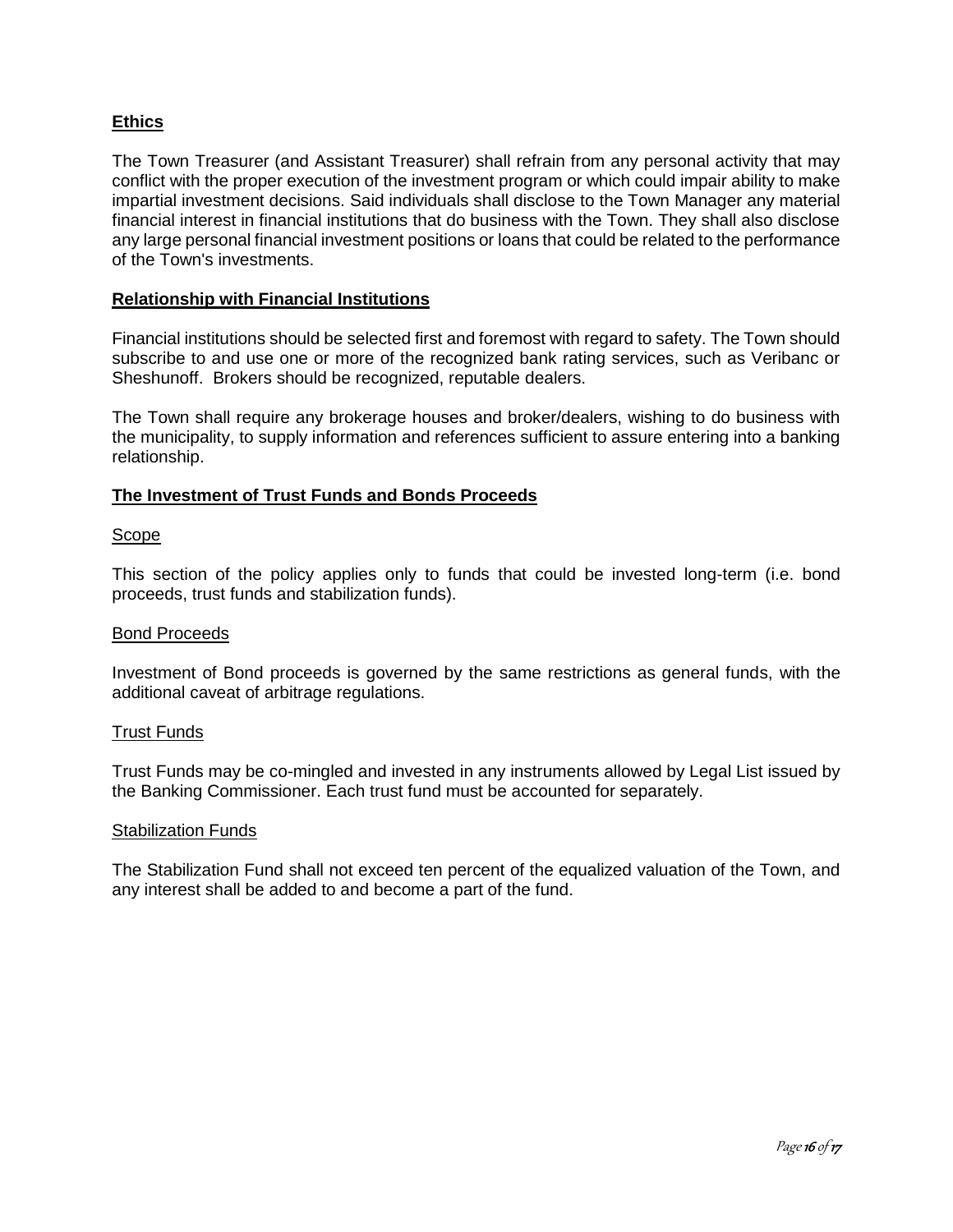## Ethics

The Town Treasurer (and Assistant Treasurer) shall refrain from any personal activity that may conflict with the proper execution of the investment program or which could impair ability to make impartial investment decisions. Said individuals shall disclose to the Town Manager any material financial interest in financial institutions that do business with the Town. They shall also disclose any large personal financial investment positions or loans that could be related to the performance of the Town's investments.

## Relationship with Financial Institutions

Financial institutions should be selected first and foremost with regard to safety. The Town should subscribe to and use one or more of the recognized bank rating services, such as Veribanc or Sheshunoff. Brokers should be recognized, reputable dealers.

The Town shall require any brokerage houses and broker/dealers, wishing to do business with the municipality, to supply information and references sufficient to assure entering into a banking relationship.

## The Investment of Trust Funds and Bonds Proceeds

### Scope

This section of the policy applies only to funds that could be invested long-term (i.e. bond proceeds, trust funds and stabilization funds).

### Bond Proceeds

Investment of Bond proceeds is governed by the same restrictions as general funds, with the additional caveat of arbitrage regulations.

### Trust Funds

Trust Funds may be co-mingled and invested in any instruments allowed by Legal List issued by the Banking Commissioner. Each trust fund must be accounted for separately.

### Stabilization Funds

The Stabilization Fund shall not exceed ten percent of the equalized valuation of the Town, and any interest shall be added to and become a part of the fund.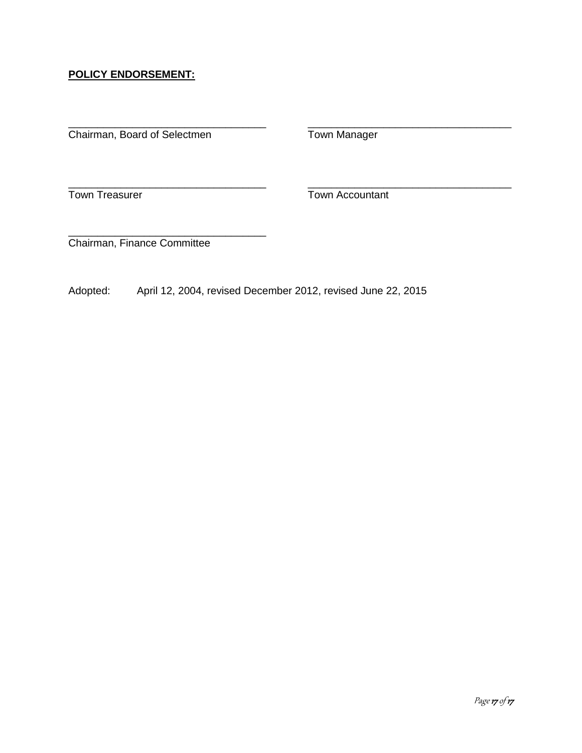**POLICY ENDORSEMENT:**

___________________________________
Chairman, Board of Selectmen

___________________________________
Town Manager

___________________________________
Town Treasurer

___________________________________
Town Accountant

___________________________________
Chairman, Finance Committee

Adopted: April 12, 2004, revised December 2012, revised June 22, 2015